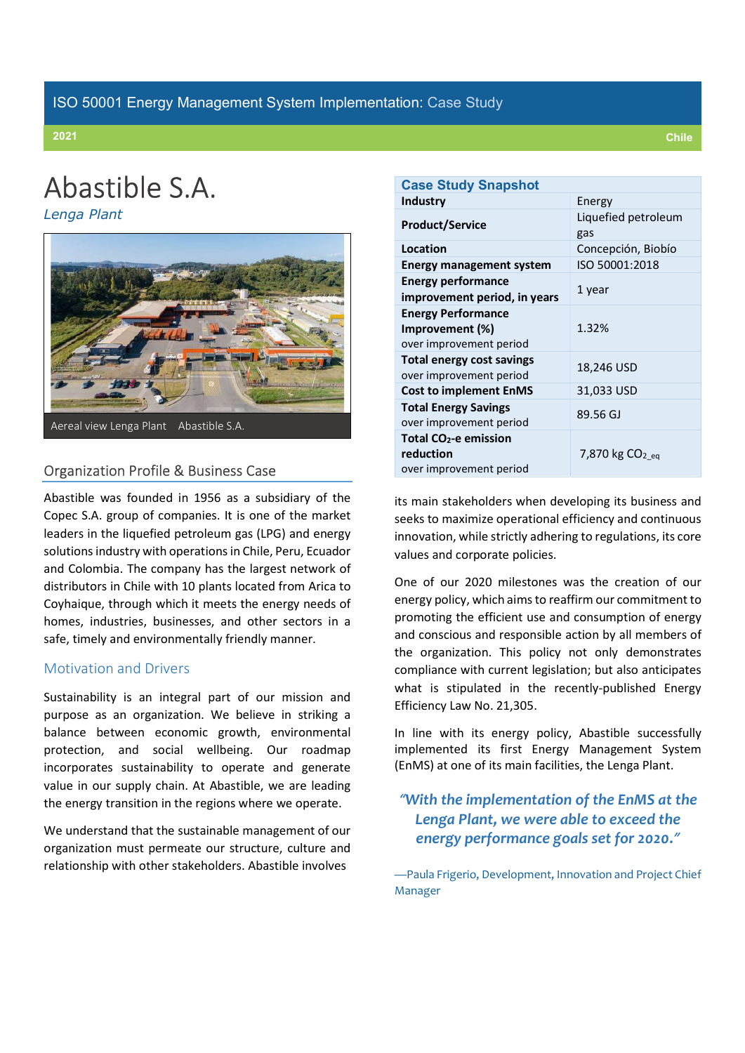ISO 50001 Energy Management System Implementation: Case Study

2021 | Chile

# Abastible S.A.

*Lenga Plant*

Aereal view Lenga Plant   Abastible S.A.

## Case Study Snapshot

| | |
|---|---|
| **Industry** | Energy |
| **Product/Service** | Liquefied petroleum gas |
| **Location** | Concepción, Biobío |
| **Energy management system** | ISO 50001:2018 |
| **Energy performance improvement period, in years** | 1 year |
| **Energy Performance Improvement (%)** over improvement period | 1.32% |
| **Total energy cost savings** over improvement period | 18,246 USD |
| **Cost to implement EnMS** | 31,033 USD |
| **Total Energy Savings** over improvement period | 89.56 GJ |
| **Total $CO_2$-e emission reduction** over improvement period | 7,870 kg $CO_{2\_eq}$ |

## Organization Profile & Business Case

Abastible was founded in 1956 as a subsidiary of the Copec S.A. group of companies. It is one of the market leaders in the liquefied petroleum gas (LPG) and energy solutions industry with operations in Chile, Peru, Ecuador and Colombia. The company has the largest network of distributors in Chile with 10 plants located from Arica to Coyhaique, through which it meets the energy needs of homes, industries, businesses, and other sectors in a safe, timely and environmentally friendly manner.

## Motivation and Drivers

Sustainability is an integral part of our mission and purpose as an organization. We believe in striking a balance between economic growth, environmental protection, and social wellbeing. Our roadmap incorporates sustainability to operate and generate value in our supply chain. At Abastible, we are leading the energy transition in the regions where we operate.

We understand that the sustainable management of our organization must permeate our structure, culture and relationship with other stakeholders. Abastible involves its main stakeholders when developing its business and seeks to maximize operational efficiency and continuous innovation, while strictly adhering to regulations, its core values and corporate policies.

One of our 2020 milestones was the creation of our energy policy, which aims to reaffirm our commitment to promoting the efficient use and consumption of energy and conscious and responsible action by all members of the organization. This policy not only demonstrates compliance with current legislation; but also anticipates what is stipulated in the recently-published Energy Efficiency Law No. 21,305.

In line with its energy policy, Abastible successfully implemented its first Energy Management System (EnMS) at one of its main facilities, the Lenga Plant.

*"With the implementation of the EnMS at the Lenga Plant, we were able to exceed the energy performance goals set for 2020."*

—Paula Frigerio, Development, Innovation and Project Chief Manager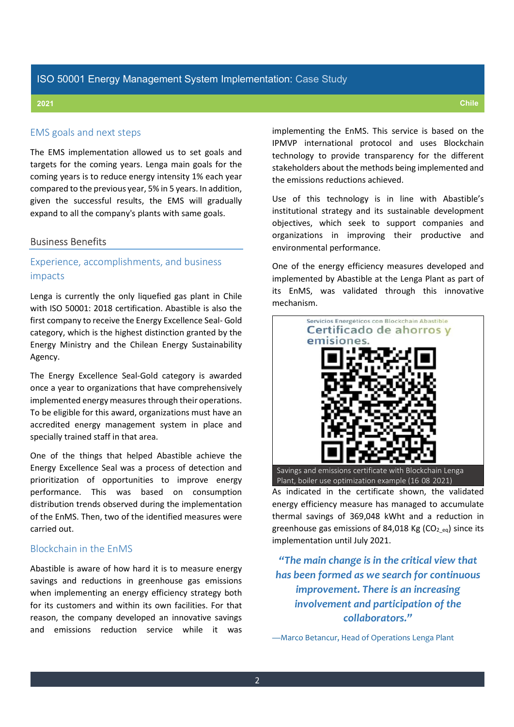## EMS goals and next steps

The EMS implementation allowed us to set goals and targets for the coming years. Lenga main goals for the coming years is to reduce energy intensity 1% each year compared to the previous year, 5% in 5 years. In addition, given the successful results, the EMS will gradually expand to all the company's plants with same goals.

## Business Benefits

### Experience, accomplishments, and business impacts

Lenga is currently the only liquefied gas plant in Chile with ISO 50001: 2018 certification. Abastible is also the first company to receive the Energy Excellence Seal- Gold category, which is the highest distinction granted by the Energy Ministry and the Chilean Energy Sustainability Agency.

The Energy Excellence Seal-Gold category is awarded once a year to organizations that have comprehensively implemented energy measures through their operations. To be eligible for this award, organizations must have an accredited energy management system in place and specially trained staff in that area.

One of the things that helped Abastible achieve the Energy Excellence Seal was a process of detection and prioritization of opportunities to improve energy performance. This was based on consumption distribution trends observed during the implementation of the EnMS. Then, two of the identified measures were carried out.

### Blockchain in the EnMS

Abastible is aware of how hard it is to measure energy savings and reductions in greenhouse gas emissions when implementing an energy efficiency strategy both for its customers and within its own facilities. For that reason, the company developed an innovative savings and emissions reduction service while it was implementing the EnMS. This service is based on the IPMVP international protocol and uses Blockchain technology to provide transparency for the different stakeholders about the methods being implemented and the emissions reductions achieved.

Use of this technology is in line with Abastible's institutional strategy and its sustainable development objectives, which seek to support companies and organizations in improving their productive and environmental performance.

One of the energy efficiency measures developed and implemented by Abastible at the Lenga Plant as part of its EnMS, was validated through this innovative mechanism.

Servicios Energéticos con Blockchain Abastible

Certificado de ahorros y emisiones.

Savings and emissions certificate with Blockchain Lenga Plant, boiler use optimization example (16 08 2021)

As indicated in the certificate shown, the validated energy efficiency measure has managed to accumulate thermal savings of 369,048 kWht and a reduction in greenhouse gas emissions of 84,018 Kg ($CO_{2\_eq}$) since its implementation until July 2021.

> ***"The main change is in the critical view that has been formed as we search for continuous improvement. There is an increasing involvement and participation of the collaborators."***
>
> —Marco Betancur, Head of Operations Lenga Plant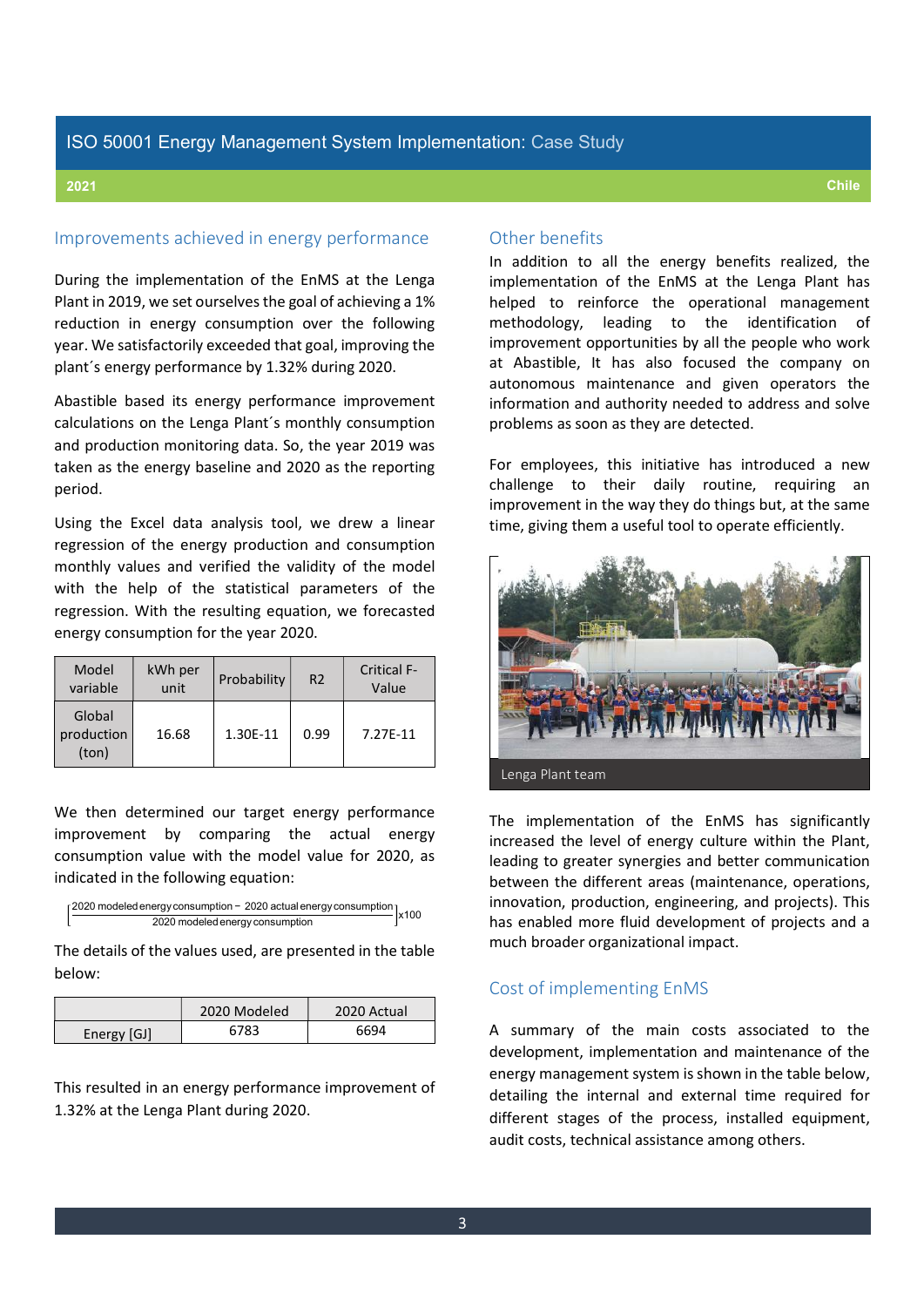# ISO 50001 Energy Management System Implementation: Case Study

**2021** **Chile**

## Improvements achieved in energy performance

During the implementation of the EnMS at the Lenga Plant in 2019, we set ourselves the goal of achieving a 1% reduction in energy consumption over the following year. We satisfactorily exceeded that goal, improving the plant´s energy performance by 1.32% during 2020.

Abastible based its energy performance improvement calculations on the Lenga Plant´s monthly consumption and production monitoring data. So, the year 2019 was taken as the energy baseline and 2020 as the reporting period.

Using the Excel data analysis tool, we drew a linear regression of the energy production and consumption monthly values and verified the validity of the model with the help of the statistical parameters of the regression. With the resulting equation, we forecasted energy consumption for the year 2020.

| Model variable | kWh per unit | Probability | R2 | Critical F-Value |
|---|---|---|---|---|
| Global production (ton) | 16.68 | 1.30E-11 | 0.99 | 7.27E-11 |

We then determined our target energy performance improvement by comparing the actual energy consumption value with the model value for 2020, as indicated in the following equation:

$$\left[\frac{\text{2020 modeled energy consumption} - \text{2020 actual energy consumption}}{\text{2020 modeled energy consumption}}\right] x100$$

The details of the values used, are presented in the table below:

| | 2020 Modeled | 2020 Actual |
|---|---|---|
| Energy [GJ] | 6783 | 6694 |

This resulted in an energy performance improvement of 1.32% at the Lenga Plant during 2020.

## Other benefits

In addition to all the energy benefits realized, the implementation of the EnMS at the Lenga Plant has helped to reinforce the operational management methodology, leading to the identification of improvement opportunities by all the people who work at Abastible, It has also focused the company on autonomous maintenance and given operators the information and authority needed to address and solve problems as soon as they are detected.

For employees, this initiative has introduced a new challenge to their daily routine, requiring an improvement in the way they do things but, at the same time, giving them a useful tool to operate efficiently.

Lenga Plant team

The implementation of the EnMS has significantly increased the level of energy culture within the Plant, leading to greater synergies and better communication between the different areas (maintenance, operations, innovation, production, engineering, and projects). This has enabled more fluid development of projects and a much broader organizational impact.

## Cost of implementing EnMS

A summary of the main costs associated to the development, implementation and maintenance of the energy management system is shown in the table below, detailing the internal and external time required for different stages of the process, installed equipment, audit costs, technical assistance among others.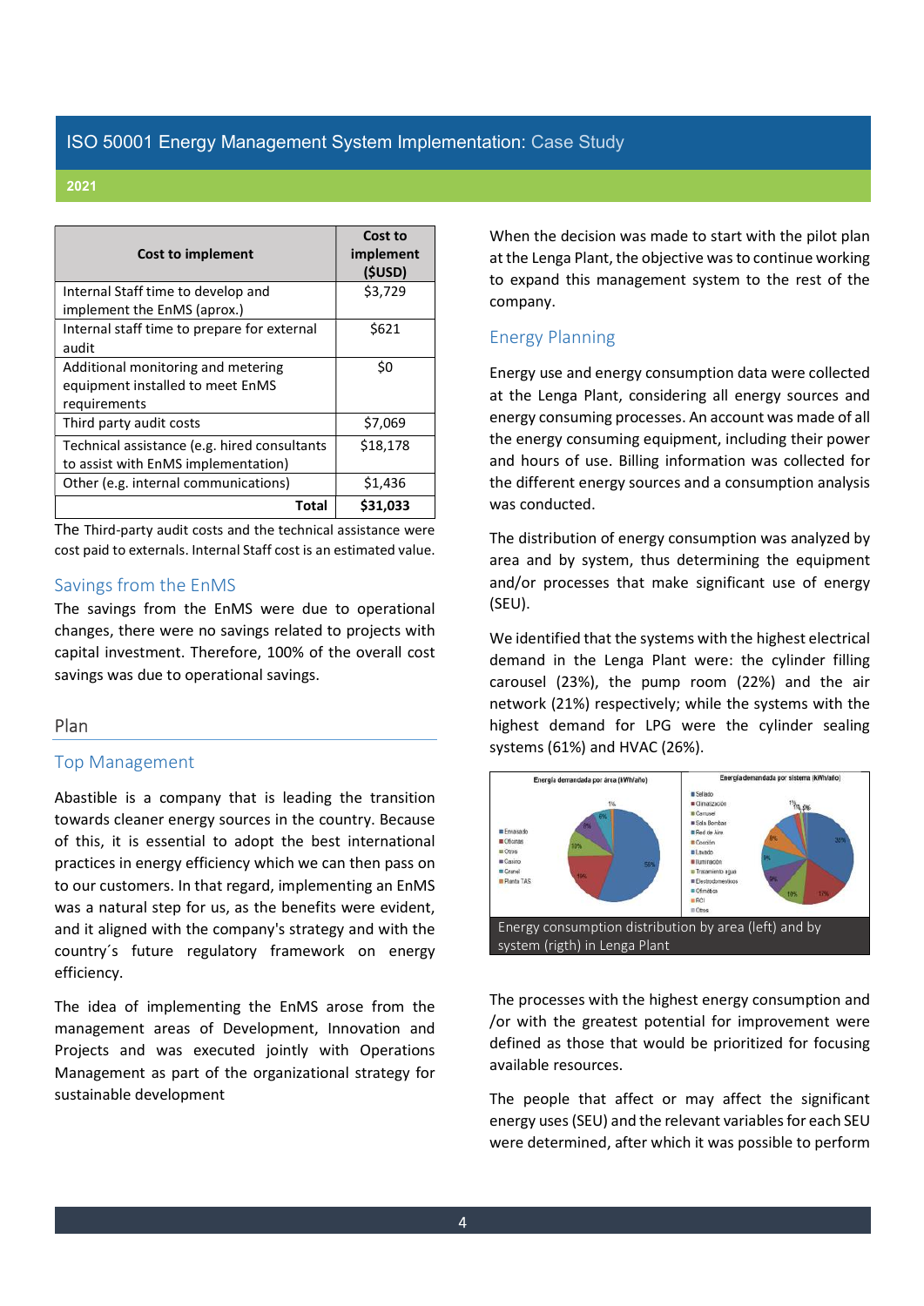| Cost to implement | Cost to implement ($USD) |
|---|---|
| Internal Staff time to develop and implement the EnMS (aprox.) | $3,729 |
| Internal staff time to prepare for external audit | $621 |
| Additional monitoring and metering equipment installed to meet EnMS requirements | $0 |
| Third party audit costs | $7,069 |
| Technical assistance (e.g. hired consultants to assist with EnMS implementation) | $18,178 |
| Other (e.g. internal communications) | $1,436 |
| **Total** | **$31,033** |

The Third-party audit costs and the technical assistance were cost paid to externals. Internal Staff cost is an estimated value.

### Savings from the EnMS

The savings from the EnMS were due to operational changes, there were no savings related to projects with capital investment. Therefore, 100% of the overall cost savings was due to operational savings.

## Plan

### Top Management

Abastible is a company that is leading the transition towards cleaner energy sources in the country. Because of this, it is essential to adopt the best international practices in energy efficiency which we can then pass on to our customers. In that regard, implementing an EnMS was a natural step for us, as the benefits were evident, and it aligned with the company's strategy and with the country´s future regulatory framework on energy efficiency.

The idea of implementing the EnMS arose from the management areas of Development, Innovation and Projects and was executed jointly with Operations Management as part of the organizational strategy for sustainable development

When the decision was made to start with the pilot plan at the Lenga Plant, the objective was to continue working to expand this management system to the rest of the company.

### Energy Planning

Energy use and energy consumption data were collected at the Lenga Plant, considering all energy sources and energy consuming processes. An account was made of all the energy consuming equipment, including their power and hours of use. Billing information was collected for the different energy sources and a consumption analysis was conducted.

The distribution of energy consumption was analyzed by area and by system, thus determining the equipment and/or processes that make significant use of energy (SEU).

We identified that the systems with the highest electrical demand in the Lenga Plant were: the cylinder filling carousel (23%), the pump room (22%) and the air network (21%) respectively; while the systems with the highest demand for LPG were the cylinder sealing systems (61%) and HVAC (26%).

Energy consumption distribution by area (left) and by system (rigth) in Lenga Plant

The processes with the highest energy consumption and /or with the greatest potential for improvement were defined as those that would be prioritized for focusing available resources.

The people that affect or may affect the significant energy uses (SEU) and the relevant variables for each SEU were determined, after which it was possible to perform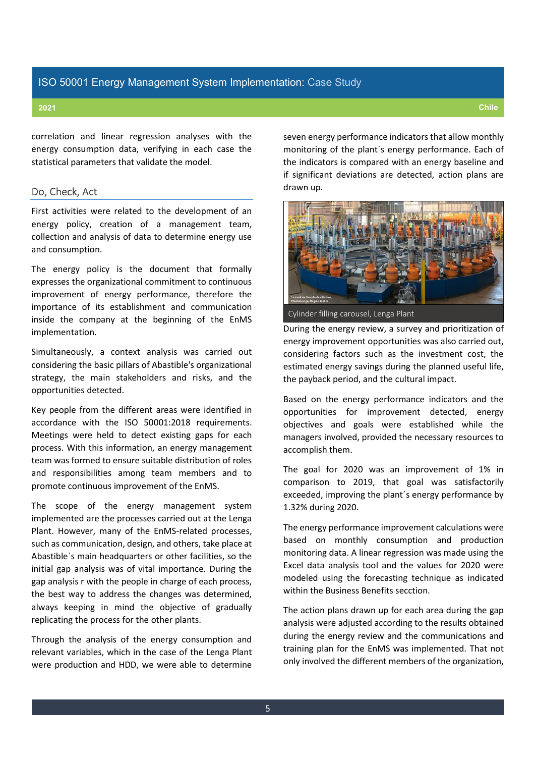correlation and linear regression analyses with the energy consumption data, verifying in each case the statistical parameters that validate the model.

## Do, Check, Act

First activities were related to the development of an energy policy, creation of a management team, collection and analysis of data to determine energy use and consumption.

The energy policy is the document that formally expresses the organizational commitment to continuous improvement of energy performance, therefore the importance of its establishment and communication inside the company at the beginning of the EnMS implementation.

Simultaneously, a context analysis was carried out considering the basic pillars of Abastible's organizational strategy, the main stakeholders and risks, and the opportunities detected.

Key people from the different areas were identified in accordance with the ISO 50001:2018 requirements. Meetings were held to detect existing gaps for each process. With this information, an energy management team was formed to ensure suitable distribution of roles and responsibilities among team members and to promote continuous improvement of the EnMS.

The scope of the energy management system implemented are the processes carried out at the Lenga Plant. However, many of the EnMS-related processes, such as communication, design, and others, take place at Abastible´s main headquarters or other facilities, so the initial gap analysis was of vital importance. During the gap analysis r with the people in charge of each process, the best way to address the changes was determined, always keeping in mind the objective of gradually replicating the process for the other plants.

Through the analysis of the energy consumption and relevant variables, which in the case of the Lenga Plant were production and HDD, we were able to determine seven energy performance indicators that allow monthly monitoring of the plant´s energy performance. Each of the indicators is compared with an energy baseline and if significant deviations are detected, action plans are drawn up.

Cylinder filling carousel, Lenga Plant

During the energy review, a survey and prioritization of energy improvement opportunities was also carried out, considering factors such as the investment cost, the estimated energy savings during the planned useful life, the payback period, and the cultural impact.

Based on the energy performance indicators and the opportunities for improvement detected, energy objectives and goals were established while the managers involved, provided the necessary resources to accomplish them.

The goal for 2020 was an improvement of 1% in comparison to 2019, that goal was satisfactorily exceeded, improving the plant´s energy performance by 1.32% during 2020.

The energy performance improvement calculations were based on monthly consumption and production monitoring data. A linear regression was made using the Excel data analysis tool and the values for 2020 were modeled using the forecasting technique as indicated within the Business Benefits secction.

The action plans drawn up for each area during the gap analysis were adjusted according to the results obtained during the energy review and the communications and training plan for the EnMS was implemented. That not only involved the different members of the organization,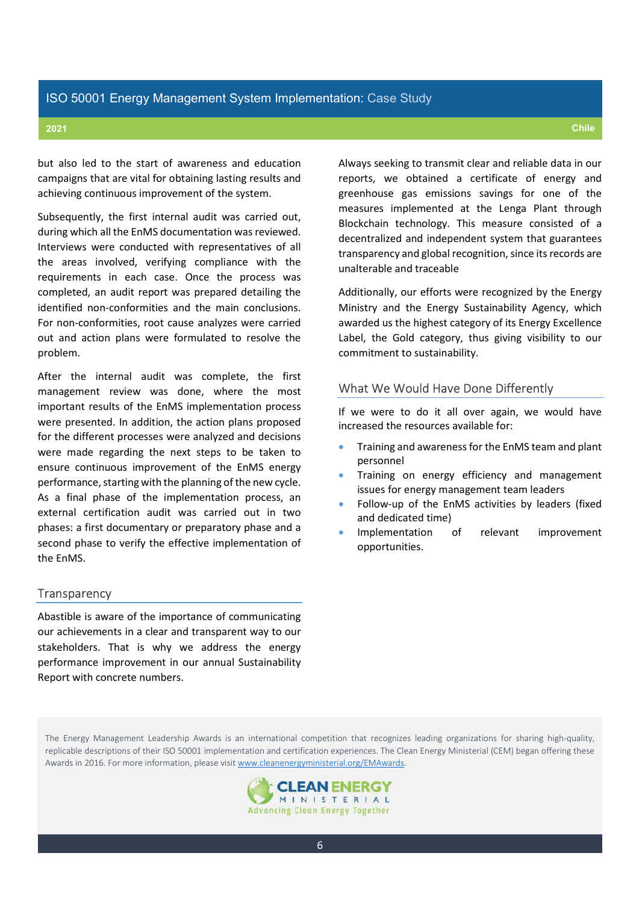but also led to the start of awareness and education campaigns that are vital for obtaining lasting results and achieving continuous improvement of the system.

Subsequently, the first internal audit was carried out, during which all the EnMS documentation was reviewed. Interviews were conducted with representatives of all the areas involved, verifying compliance with the requirements in each case. Once the process was completed, an audit report was prepared detailing the identified non-conformities and the main conclusions. For non-conformities, root cause analyzes were carried out and action plans were formulated to resolve the problem.

After the internal audit was complete, the first management review was done, where the most important results of the EnMS implementation process were presented. In addition, the action plans proposed for the different processes were analyzed and decisions were made regarding the next steps to be taken to ensure continuous improvement of the EnMS energy performance, starting with the planning of the new cycle. As a final phase of the implementation process, an external certification audit was carried out in two phases: a first documentary or preparatory phase and a second phase to verify the effective implementation of the EnMS.

## Transparency

Abastible is aware of the importance of communicating our achievements in a clear and transparent way to our stakeholders. That is why we address the energy performance improvement in our annual Sustainability Report with concrete numbers.

Always seeking to transmit clear and reliable data in our reports, we obtained a certificate of energy and greenhouse gas emissions savings for one of the measures implemented at the Lenga Plant through Blockchain technology. This measure consisted of a decentralized and independent system that guarantees transparency and global recognition, since its records are unalterable and traceable

Additionally, our efforts were recognized by the Energy Ministry and the Energy Sustainability Agency, which awarded us the highest category of its Energy Excellence Label, the Gold category, thus giving visibility to our commitment to sustainability.

## What We Would Have Done Differently

If we were to do it all over again, we would have increased the resources available for:

- Training and awareness for the EnMS team and plant personnel
- Training on energy efficiency and management issues for energy management team leaders
- Follow-up of the EnMS activities by leaders (fixed and dedicated time)
- Implementation of relevant improvement opportunities.

The Energy Management Leadership Awards is an international competition that recognizes leading organizations for sharing high-quality, replicable descriptions of their ISO 50001 implementation and certification experiences. The Clean Energy Ministerial (CEM) began offering these Awards in 2016. For more information, please visit www.cleanenergyministerial.org/EMAwards.

CLEAN ENERGY MINISTERIAL
Advancing Clean Energy Together